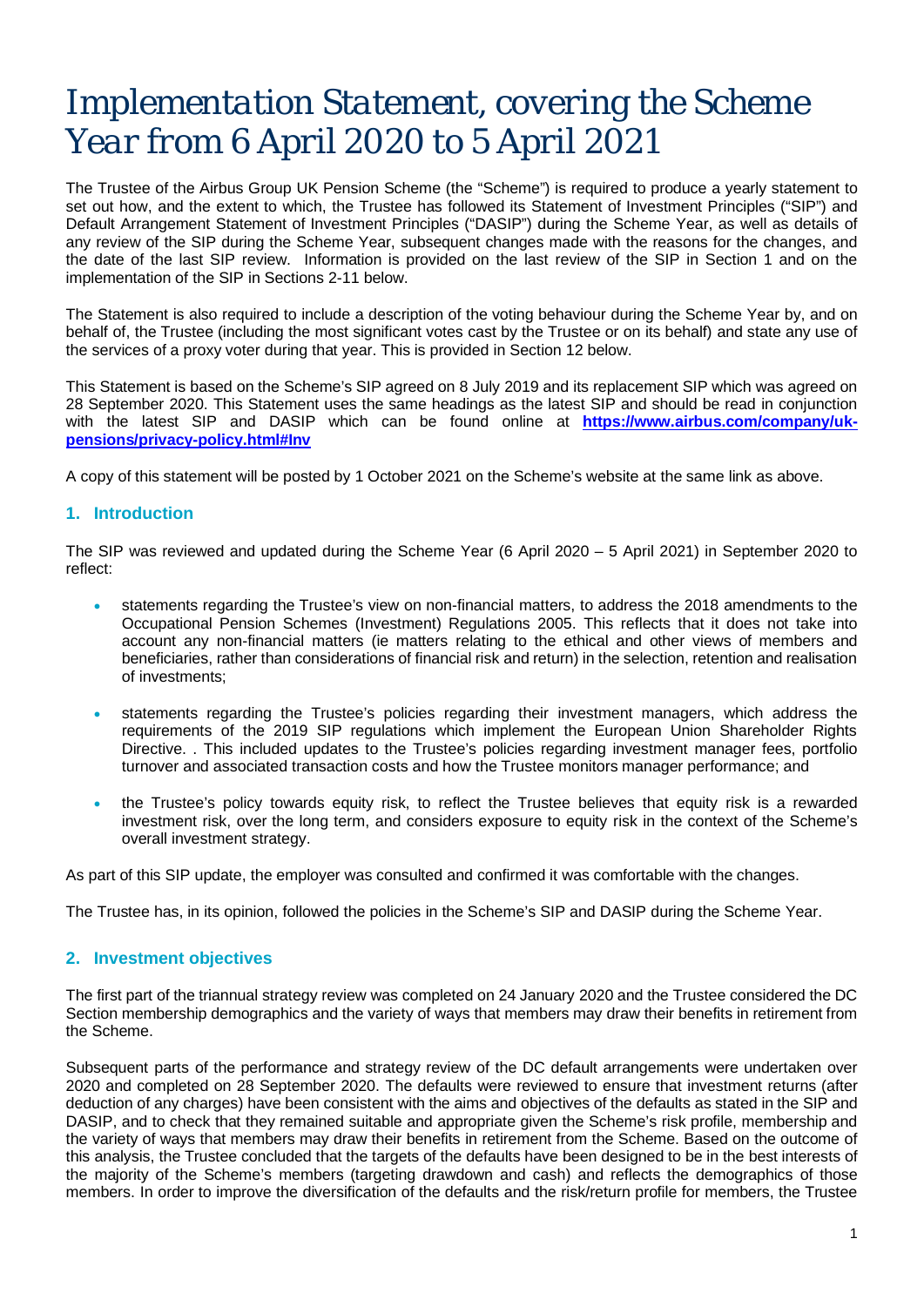# *Implementation Statement, covering the Scheme Year from 6 April 2020 to 5 April 2021*

The Trustee of the Airbus Group UK Pension Scheme (the "Scheme") is required to produce a yearly statement to set out how, and the extent to which, the Trustee has followed its Statement of Investment Principles ("SIP") and Default Arrangement Statement of Investment Principles ("DASIP") during the Scheme Year, as well as details of any review of the SIP during the Scheme Year, subsequent changes made with the reasons for the changes, and the date of the last SIP review. Information is provided on the last review of the SIP in Section 1 and on the implementation of the SIP in Sections 2-11 below.

The Statement is also required to include a description of the voting behaviour during the Scheme Year by, and on behalf of, the Trustee (including the most significant votes cast by the Trustee or on its behalf) and state any use of the services of a proxy voter during that year. This is provided in Section 12 below.

This Statement is based on the Scheme's SIP agreed on 8 July 2019 and its replacement SIP which was agreed on 28 September 2020. This Statement uses the same headings as the latest SIP and should be read in conjunction with the latest SIP and DASIP which can be found online at **[https://www.airbus.com/company/uk-pensions/privacy-policy.html#Inv](https://www.airbus.com/company/uk-pensions/privacy-policy.html#Inv)**

A copy of this statement will be posted by 1 October 2021 on the Scheme's website at the same link as above.

## 1. Introduction

The SIP was reviewed and updated during the Scheme Year (6 April 2020 – 5 April 2021) in September 2020 to reflect:

- statements regarding the Trustee's view on non-financial matters, to address the 2018 amendments to the Occupational Pension Schemes (Investment) Regulations 2005. This reflects that it does not take into account any non-financial matters (ie matters relating to the ethical and other views of members and beneficiaries, rather than considerations of financial risk and return) in the selection, retention and realisation of investments;
- statements regarding the Trustee's policies regarding their investment managers, which address the requirements of the 2019 SIP regulations which implement the European Union Shareholder Rights Directive. . This included updates to the Trustee's policies regarding investment manager fees, portfolio turnover and associated transaction costs and how the Trustee monitors manager performance; and
- the Trustee's policy towards equity risk, to reflect the Trustee believes that equity risk is a rewarded investment risk, over the long term, and considers exposure to equity risk in the context of the Scheme's overall investment strategy.

As part of this SIP update, the employer was consulted and confirmed it was comfortable with the changes.

The Trustee has, in its opinion, followed the policies in the Scheme's SIP and DASIP during the Scheme Year.

## 2. Investment objectives

The first part of the triannual strategy review was completed on 24 January 2020 and the Trustee considered the DC Section membership demographics and the variety of ways that members may draw their benefits in retirement from the Scheme.

Subsequent parts of the performance and strategy review of the DC default arrangements were undertaken over 2020 and completed on 28 September 2020. The defaults were reviewed to ensure that investment returns (after deduction of any charges) have been consistent with the aims and objectives of the defaults as stated in the SIP and DASIP, and to check that they remained suitable and appropriate given the Scheme's risk profile, membership and the variety of ways that members may draw their benefits in retirement from the Scheme. Based on the outcome of this analysis, the Trustee concluded that the targets of the defaults have been designed to be in the best interests of the majority of the Scheme's members (targeting drawdown and cash) and reflects the demographics of those members. In order to improve the diversification of the defaults and the risk/return profile for members, the Trustee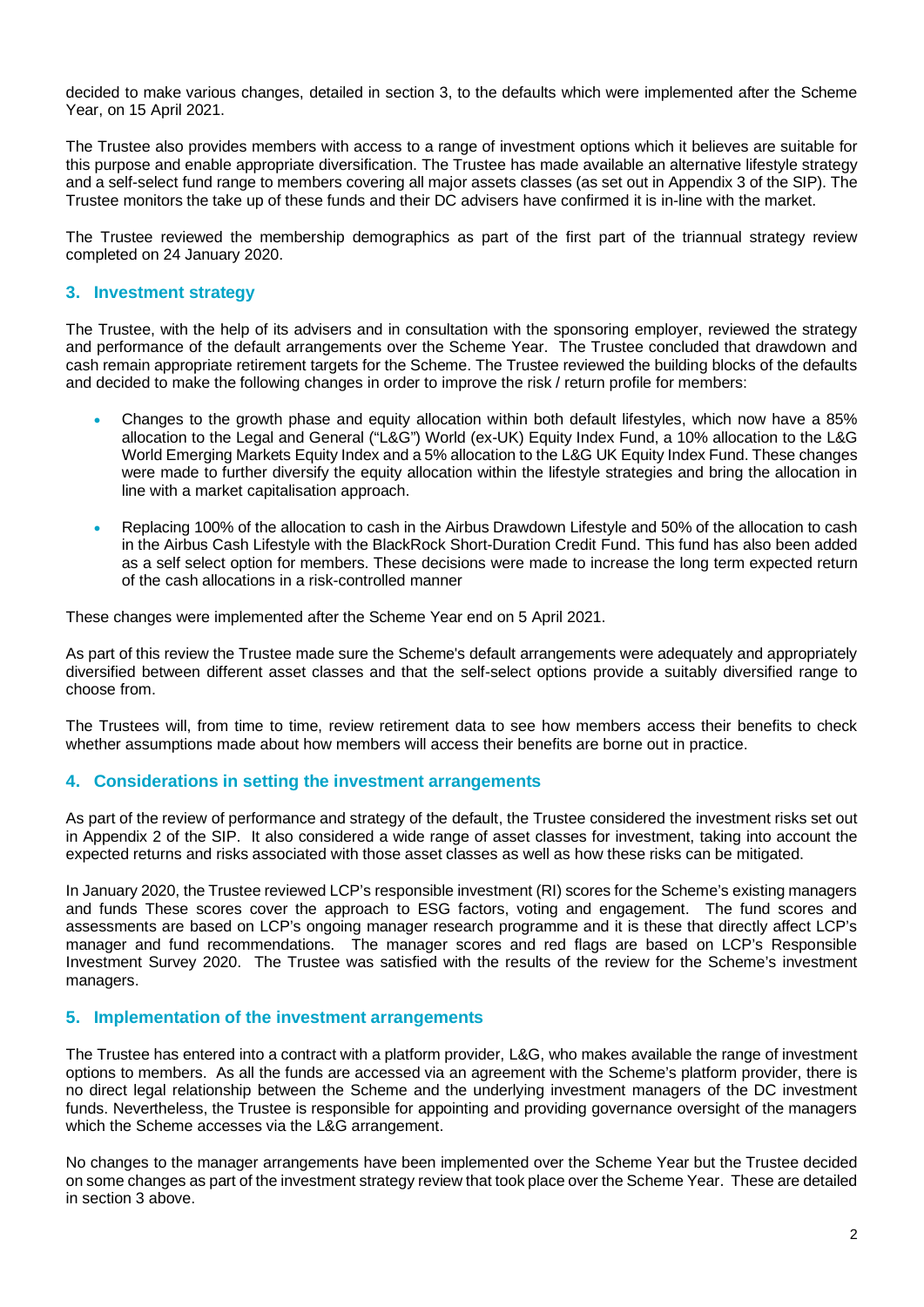decided to make various changes, detailed in section 3, to the defaults which were implemented after the Scheme Year, on 15 April 2021.

The Trustee also provides members with access to a range of investment options which it believes are suitable for this purpose and enable appropriate diversification. The Trustee has made available an alternative lifestyle strategy and a self-select fund range to members covering all major assets classes (as set out in Appendix 3 of the SIP). The Trustee monitors the take up of these funds and their DC advisers have confirmed it is in-line with the market.

The Trustee reviewed the membership demographics as part of the first part of the triannual strategy review completed on 24 January 2020.

## 3. Investment strategy

The Trustee, with the help of its advisers and in consultation with the sponsoring employer, reviewed the strategy and performance of the default arrangements over the Scheme Year. The Trustee concluded that drawdown and cash remain appropriate retirement targets for the Scheme. The Trustee reviewed the building blocks of the defaults and decided to make the following changes in order to improve the risk / return profile for members:

- Changes to the growth phase and equity allocation within both default lifestyles, which now have a 85% allocation to the Legal and General ("L&G") World (ex-UK) Equity Index Fund, a 10% allocation to the L&G World Emerging Markets Equity Index and a 5% allocation to the L&G UK Equity Index Fund. These changes were made to further diversify the equity allocation within the lifestyle strategies and bring the allocation in line with a market capitalisation approach.
- Replacing 100% of the allocation to cash in the Airbus Drawdown Lifestyle and 50% of the allocation to cash in the Airbus Cash Lifestyle with the BlackRock Short-Duration Credit Fund. This fund has also been added as a self select option for members. These decisions were made to increase the long term expected return of the cash allocations in a risk-controlled manner

These changes were implemented after the Scheme Year end on 5 April 2021.

As part of this review the Trustee made sure the Scheme's default arrangements were adequately and appropriately diversified between different asset classes and that the self-select options provide a suitably diversified range to choose from.

The Trustees will, from time to time, review retirement data to see how members access their benefits to check whether assumptions made about how members will access their benefits are borne out in practice.

## 4. Considerations in setting the investment arrangements

As part of the review of performance and strategy of the default, the Trustee considered the investment risks set out in Appendix 2 of the SIP. It also considered a wide range of asset classes for investment, taking into account the expected returns and risks associated with those asset classes as well as how these risks can be mitigated.

In January 2020, the Trustee reviewed LCP's responsible investment (RI) scores for the Scheme's existing managers and funds These scores cover the approach to ESG factors, voting and engagement. The fund scores and assessments are based on LCP's ongoing manager research programme and it is these that directly affect LCP's manager and fund recommendations. The manager scores and red flags are based on LCP's Responsible Investment Survey 2020. The Trustee was satisfied with the results of the review for the Scheme's investment managers.

## 5. Implementation of the investment arrangements

The Trustee has entered into a contract with a platform provider, L&G, who makes available the range of investment options to members. As all the funds are accessed via an agreement with the Scheme's platform provider, there is no direct legal relationship between the Scheme and the underlying investment managers of the DC investment funds. Nevertheless, the Trustee is responsible for appointing and providing governance oversight of the managers which the Scheme accesses via the L&G arrangement.

No changes to the manager arrangements have been implemented over the Scheme Year but the Trustee decided on some changes as part of the investment strategy review that took place over the Scheme Year. These are detailed in section 3 above.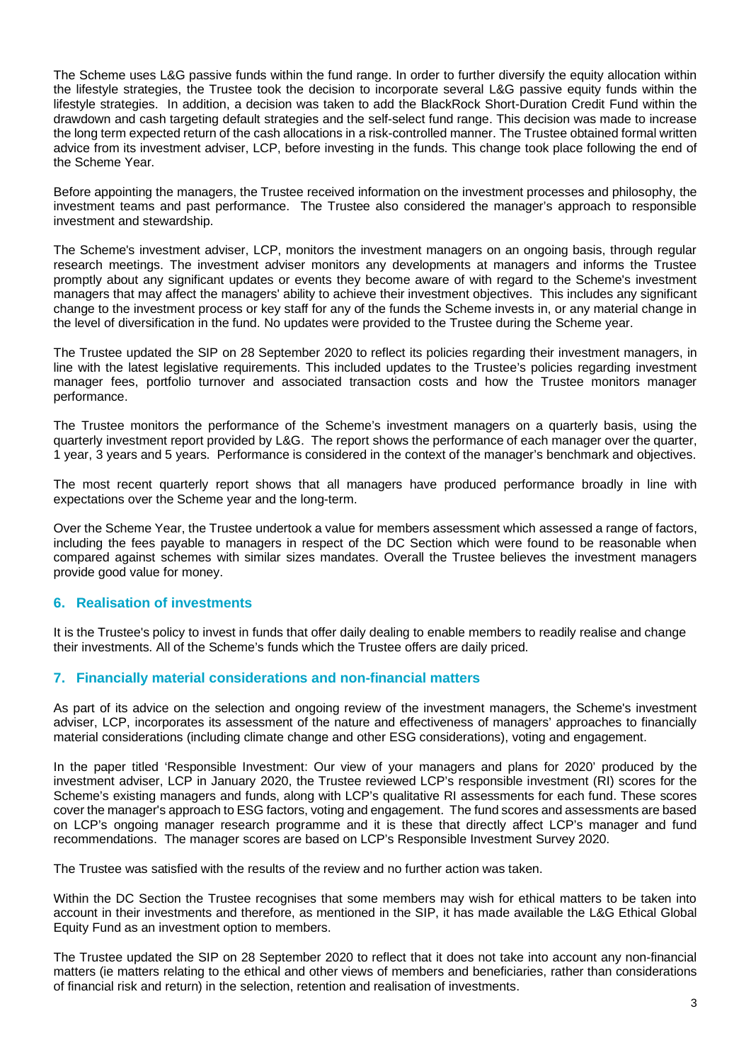The Scheme uses L&G passive funds within the fund range. In order to further diversify the equity allocation within the lifestyle strategies, the Trustee took the decision to incorporate several L&G passive equity funds within the lifestyle strategies. In addition, a decision was taken to add the BlackRock Short-Duration Credit Fund within the drawdown and cash targeting default strategies and the self-select fund range. This decision was made to increase the long term expected return of the cash allocations in a risk-controlled manner. The Trustee obtained formal written advice from its investment adviser, LCP, before investing in the funds. This change took place following the end of the Scheme Year.

Before appointing the managers, the Trustee received information on the investment processes and philosophy, the investment teams and past performance. The Trustee also considered the manager's approach to responsible investment and stewardship.

The Scheme's investment adviser, LCP, monitors the investment managers on an ongoing basis, through regular research meetings. The investment adviser monitors any developments at managers and informs the Trustee promptly about any significant updates or events they become aware of with regard to the Scheme's investment managers that may affect the managers' ability to achieve their investment objectives. This includes any significant change to the investment process or key staff for any of the funds the Scheme invests in, or any material change in the level of diversification in the fund. No updates were provided to the Trustee during the Scheme year.

The Trustee updated the SIP on 28 September 2020 to reflect its policies regarding their investment managers, in line with the latest legislative requirements. This included updates to the Trustee's policies regarding investment manager fees, portfolio turnover and associated transaction costs and how the Trustee monitors manager performance.

The Trustee monitors the performance of the Scheme's investment managers on a quarterly basis, using the quarterly investment report provided by L&G. The report shows the performance of each manager over the quarter, 1 year, 3 years and 5 years. Performance is considered in the context of the manager's benchmark and objectives.

The most recent quarterly report shows that all managers have produced performance broadly in line with expectations over the Scheme year and the long-term.

Over the Scheme Year, the Trustee undertook a value for members assessment which assessed a range of factors, including the fees payable to managers in respect of the DC Section which were found to be reasonable when compared against schemes with similar sizes mandates. Overall the Trustee believes the investment managers provide good value for money.

## 6. Realisation of investments

It is the Trustee's policy to invest in funds that offer daily dealing to enable members to readily realise and change their investments. All of the Scheme's funds which the Trustee offers are daily priced.

## 7. Financially material considerations and non-financial matters

As part of its advice on the selection and ongoing review of the investment managers, the Scheme's investment adviser, LCP, incorporates its assessment of the nature and effectiveness of managers' approaches to financially material considerations (including climate change and other ESG considerations), voting and engagement.

In the paper titled 'Responsible Investment: Our view of your managers and plans for 2020' produced by the investment adviser, LCP in January 2020, the Trustee reviewed LCP's responsible investment (RI) scores for the Scheme's existing managers and funds, along with LCP's qualitative RI assessments for each fund. These scores cover the manager's approach to ESG factors, voting and engagement. The fund scores and assessments are based on LCP's ongoing manager research programme and it is these that directly affect LCP's manager and fund recommendations. The manager scores are based on LCP's Responsible Investment Survey 2020.

The Trustee was satisfied with the results of the review and no further action was taken.

Within the DC Section the Trustee recognises that some members may wish for ethical matters to be taken into account in their investments and therefore, as mentioned in the SIP, it has made available the L&G Ethical Global Equity Fund as an investment option to members.

The Trustee updated the SIP on 28 September 2020 to reflect that it does not take into account any non-financial matters (ie matters relating to the ethical and other views of members and beneficiaries, rather than considerations of financial risk and return) in the selection, retention and realisation of investments.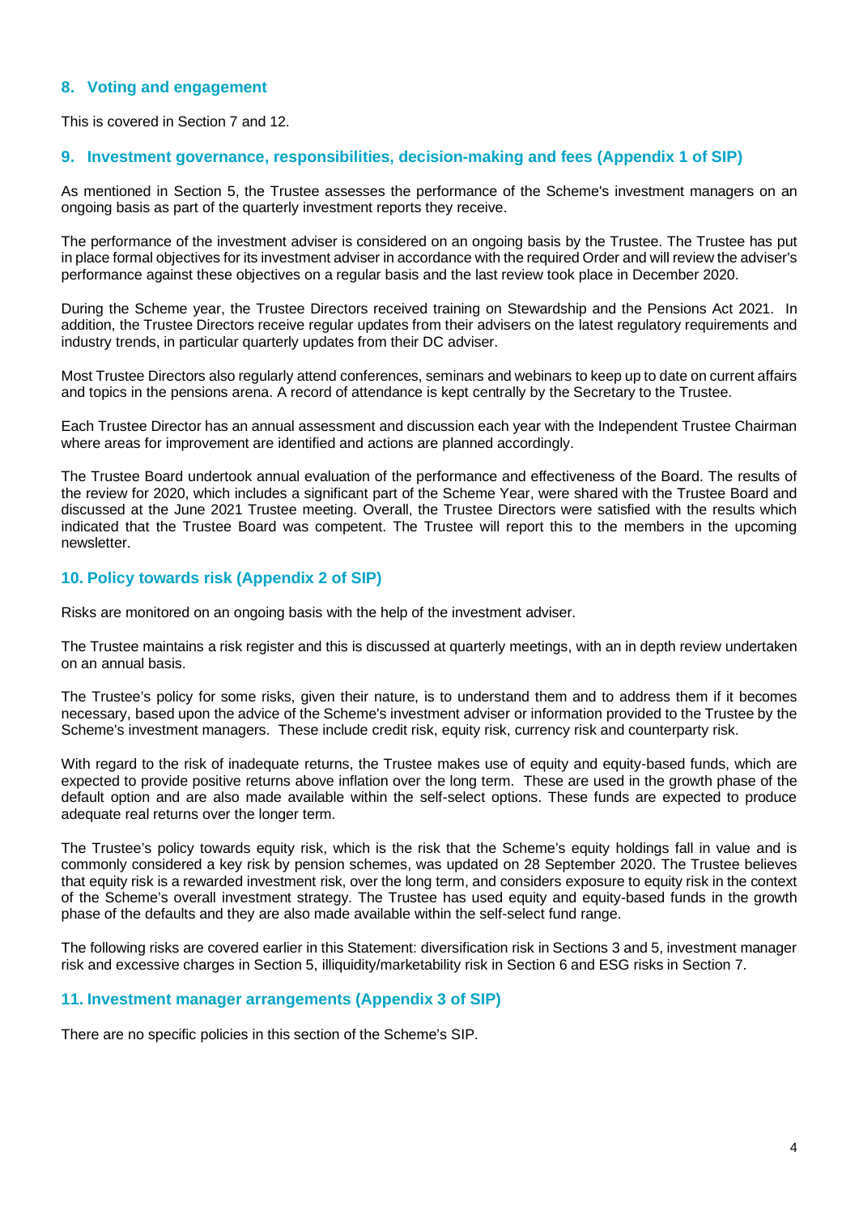## 8. Voting and engagement

This is covered in Section 7 and 12.

## 9. Investment governance, responsibilities, decision-making and fees (Appendix 1 of SIP)

As mentioned in Section 5, the Trustee assesses the performance of the Scheme's investment managers on an ongoing basis as part of the quarterly investment reports they receive.

The performance of the investment adviser is considered on an ongoing basis by the Trustee. The Trustee has put in place formal objectives for its investment adviser in accordance with the required Order and will review the adviser's performance against these objectives on a regular basis and the last review took place in December 2020.

During the Scheme year, the Trustee Directors received training on Stewardship and the Pensions Act 2021. In addition, the Trustee Directors receive regular updates from their advisers on the latest regulatory requirements and industry trends, in particular quarterly updates from their DC adviser.

Most Trustee Directors also regularly attend conferences, seminars and webinars to keep up to date on current affairs and topics in the pensions arena. A record of attendance is kept centrally by the Secretary to the Trustee.

Each Trustee Director has an annual assessment and discussion each year with the Independent Trustee Chairman where areas for improvement are identified and actions are planned accordingly.

The Trustee Board undertook annual evaluation of the performance and effectiveness of the Board. The results of the review for 2020, which includes a significant part of the Scheme Year, were shared with the Trustee Board and discussed at the June 2021 Trustee meeting. Overall, the Trustee Directors were satisfied with the results which indicated that the Trustee Board was competent. The Trustee will report this to the members in the upcoming newsletter.

## 10. Policy towards risk (Appendix 2 of SIP)

Risks are monitored on an ongoing basis with the help of the investment adviser.

The Trustee maintains a risk register and this is discussed at quarterly meetings, with an in depth review undertaken on an annual basis.

The Trustee's policy for some risks, given their nature, is to understand them and to address them if it becomes necessary, based upon the advice of the Scheme's investment adviser or information provided to the Trustee by the Scheme's investment managers. These include credit risk, equity risk, currency risk and counterparty risk.

With regard to the risk of inadequate returns, the Trustee makes use of equity and equity-based funds, which are expected to provide positive returns above inflation over the long term. These are used in the growth phase of the default option and are also made available within the self-select options. These funds are expected to produce adequate real returns over the longer term.

The Trustee's policy towards equity risk, which is the risk that the Scheme's equity holdings fall in value and is commonly considered a key risk by pension schemes, was updated on 28 September 2020. The Trustee believes that equity risk is a rewarded investment risk, over the long term, and considers exposure to equity risk in the context of the Scheme's overall investment strategy. The Trustee has used equity and equity-based funds in the growth phase of the defaults and they are also made available within the self-select fund range.

The following risks are covered earlier in this Statement: diversification risk in Sections 3 and 5, investment manager risk and excessive charges in Section 5, illiquidity/marketability risk in Section 6 and ESG risks in Section 7.

## 11. Investment manager arrangements (Appendix 3 of SIP)

There are no specific policies in this section of the Scheme's SIP.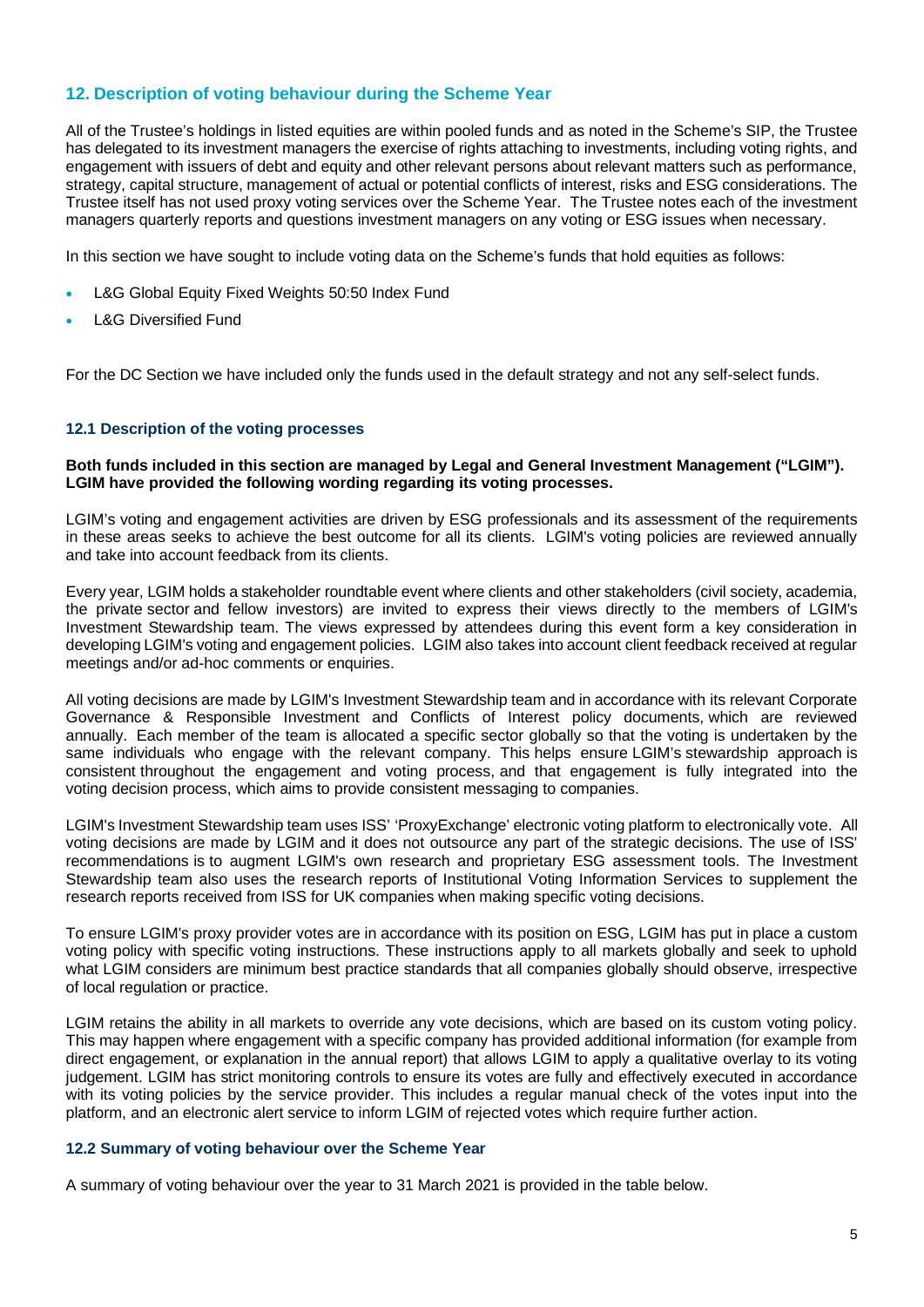## 12. Description of voting behaviour during the Scheme Year

All of the Trustee's holdings in listed equities are within pooled funds and as noted in the Scheme's SIP, the Trustee has delegated to its investment managers the exercise of rights attaching to investments, including voting rights, and engagement with issuers of debt and equity and other relevant persons about relevant matters such as performance, strategy, capital structure, management of actual or potential conflicts of interest, risks and ESG considerations. The Trustee itself has not used proxy voting services over the Scheme Year. The Trustee notes each of the investment managers quarterly reports and questions investment managers on any voting or ESG issues when necessary.

In this section we have sought to include voting data on the Scheme's funds that hold equities as follows:

- L&G Global Equity Fixed Weights 50:50 Index Fund
- L&G Diversified Fund

For the DC Section we have included only the funds used in the default strategy and not any self-select funds.

### 12.1 Description of the voting processes

**Both funds included in this section are managed by Legal and General Investment Management ("LGIM"). LGIM have provided the following wording regarding its voting processes.**

LGIM's voting and engagement activities are driven by ESG professionals and its assessment of the requirements in these areas seeks to achieve the best outcome for all its clients. LGIM's voting policies are reviewed annually and take into account feedback from its clients.

Every year, LGIM holds a stakeholder roundtable event where clients and other stakeholders (civil society, academia, the private sector and fellow investors) are invited to express their views directly to the members of LGIM's Investment Stewardship team. The views expressed by attendees during this event form a key consideration in developing LGIM's voting and engagement policies. LGIM also takes into account client feedback received at regular meetings and/or ad-hoc comments or enquiries.

All voting decisions are made by LGIM's Investment Stewardship team and in accordance with its relevant Corporate Governance & Responsible Investment and Conflicts of Interest policy documents, which are reviewed annually. Each member of the team is allocated a specific sector globally so that the voting is undertaken by the same individuals who engage with the relevant company. This helps ensure LGIM's stewardship approach is consistent throughout the engagement and voting process, and that engagement is fully integrated into the voting decision process, which aims to provide consistent messaging to companies.

LGIM's Investment Stewardship team uses ISS' 'ProxyExchange' electronic voting platform to electronically vote. All voting decisions are made by LGIM and it does not outsource any part of the strategic decisions. The use of ISS' recommendations is to augment LGIM's own research and proprietary ESG assessment tools. The Investment Stewardship team also uses the research reports of Institutional Voting Information Services to supplement the research reports received from ISS for UK companies when making specific voting decisions.

To ensure LGIM's proxy provider votes are in accordance with its position on ESG, LGIM has put in place a custom voting policy with specific voting instructions. These instructions apply to all markets globally and seek to uphold what LGIM considers are minimum best practice standards that all companies globally should observe, irrespective of local regulation or practice.

LGIM retains the ability in all markets to override any vote decisions, which are based on its custom voting policy. This may happen where engagement with a specific company has provided additional information (for example from direct engagement, or explanation in the annual report) that allows LGIM to apply a qualitative overlay to its voting judgement. LGIM has strict monitoring controls to ensure its votes are fully and effectively executed in accordance with its voting policies by the service provider. This includes a regular manual check of the votes input into the platform, and an electronic alert service to inform LGIM of rejected votes which require further action.

### 12.2 Summary of voting behaviour over the Scheme Year

A summary of voting behaviour over the year to 31 March 2021 is provided in the table below.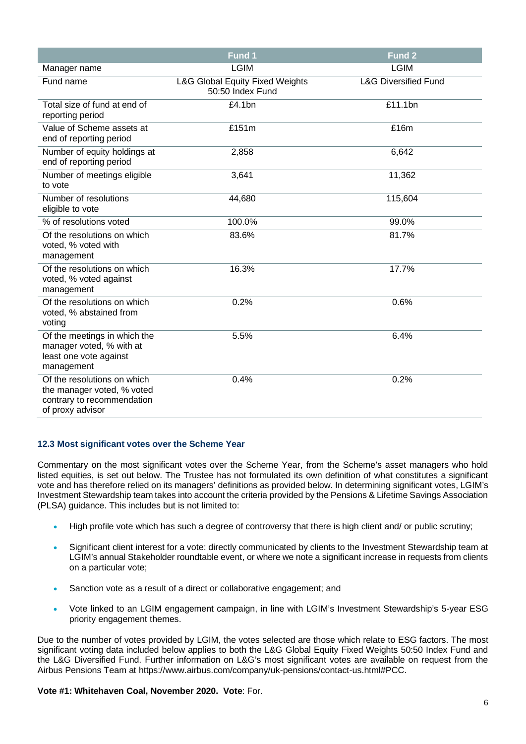| | Fund 1 | Fund 2 |
|---|---|---|
| Manager name | LGIM | LGIM |
| Fund name | L&G Global Equity Fixed Weights 50:50 Index Fund | L&G Diversified Fund |
| Total size of fund at end of reporting period | £4.1bn | £11.1bn |
| Value of Scheme assets at end of reporting period | £151m | £16m |
| Number of equity holdings at end of reporting period | 2,858 | 6,642 |
| Number of meetings eligible to vote | 3,641 | 11,362 |
| Number of resolutions eligible to vote | 44,680 | 115,604 |
| % of resolutions voted | 100.0% | 99.0% |
| Of the resolutions on which voted, % voted with management | 83.6% | 81.7% |
| Of the resolutions on which voted, % voted against management | 16.3% | 17.7% |
| Of the resolutions on which voted, % abstained from voting | 0.2% | 0.6% |
| Of the meetings in which the manager voted, % with at least one vote against management | 5.5% | 6.4% |
| Of the resolutions on which the manager voted, % voted contrary to recommendation of proxy advisor | 0.4% | 0.2% |

### 12.3 Most significant votes over the Scheme Year

Commentary on the most significant votes over the Scheme Year, from the Scheme's asset managers who hold listed equities, is set out below. The Trustee has not formulated its own definition of what constitutes a significant vote and has therefore relied on its managers' definitions as provided below. In determining significant votes, LGIM's Investment Stewardship team takes into account the criteria provided by the Pensions & Lifetime Savings Association (PLSA) guidance. This includes but is not limited to:

- High profile vote which has such a degree of controversy that there is high client and/ or public scrutiny;
- Significant client interest for a vote: directly communicated by clients to the Investment Stewardship team at LGIM's annual Stakeholder roundtable event, or where we note a significant increase in requests from clients on a particular vote;
- Sanction vote as a result of a direct or collaborative engagement; and
- Vote linked to an LGIM engagement campaign, in line with LGIM's Investment Stewardship's 5-year ESG priority engagement themes.

Due to the number of votes provided by LGIM, the votes selected are those which relate to ESG factors. The most significant voting data included below applies to both the L&G Global Equity Fixed Weights 50:50 Index Fund and the L&G Diversified Fund. Further information on L&G's most significant votes are available on request from the Airbus Pensions Team at https://www.airbus.com/company/uk-pensions/contact-us.html#PCC.

**Vote #1: Whitehaven Coal, November 2020. Vote**: For.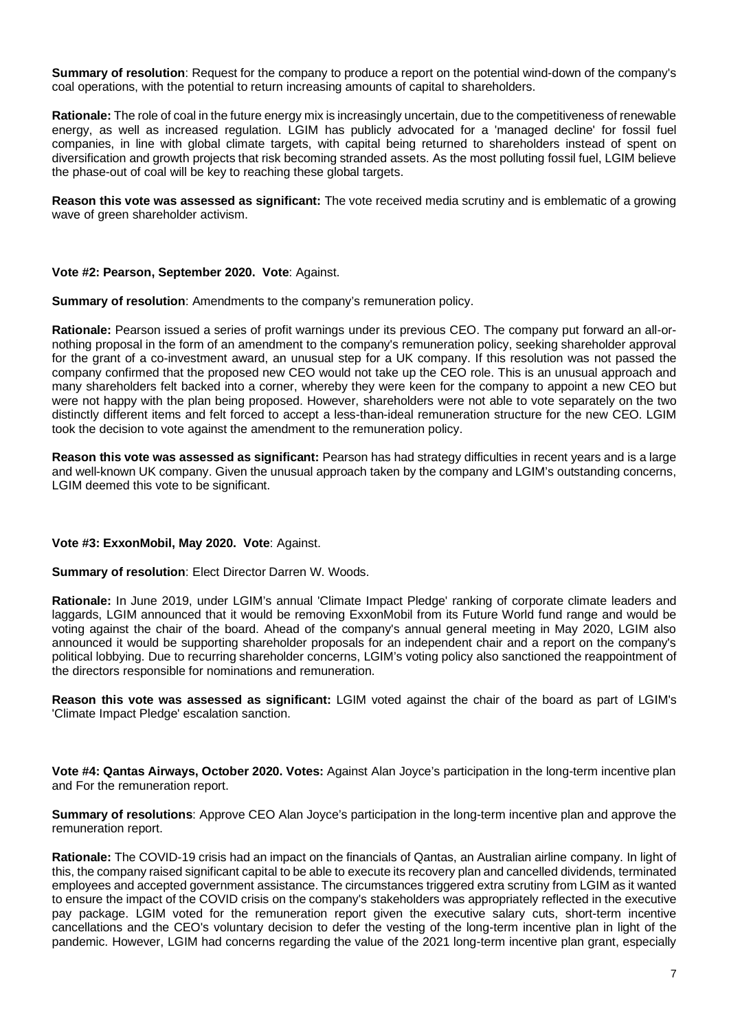**Summary of resolution**: Request for the company to produce a report on the potential wind-down of the company's coal operations, with the potential to return increasing amounts of capital to shareholders.

**Rationale:** The role of coal in the future energy mix is increasingly uncertain, due to the competitiveness of renewable energy, as well as increased regulation. LGIM has publicly advocated for a 'managed decline' for fossil fuel companies, in line with global climate targets, with capital being returned to shareholders instead of spent on diversification and growth projects that risk becoming stranded assets. As the most polluting fossil fuel, LGIM believe the phase-out of coal will be key to reaching these global targets.

**Reason this vote was assessed as significant:** The vote received media scrutiny and is emblematic of a growing wave of green shareholder activism.

**Vote #2: Pearson, September 2020. Vote**: Against.

**Summary of resolution**: Amendments to the company's remuneration policy.

**Rationale:** Pearson issued a series of profit warnings under its previous CEO. The company put forward an all-or-nothing proposal in the form of an amendment to the company's remuneration policy, seeking shareholder approval for the grant of a co-investment award, an unusual step for a UK company. If this resolution was not passed the company confirmed that the proposed new CEO would not take up the CEO role. This is an unusual approach and many shareholders felt backed into a corner, whereby they were keen for the company to appoint a new CEO but were not happy with the plan being proposed. However, shareholders were not able to vote separately on the two distinctly different items and felt forced to accept a less-than-ideal remuneration structure for the new CEO. LGIM took the decision to vote against the amendment to the remuneration policy.

**Reason this vote was assessed as significant:** Pearson has had strategy difficulties in recent years and is a large and well-known UK company. Given the unusual approach taken by the company and LGIM's outstanding concerns, LGIM deemed this vote to be significant.

**Vote #3: ExxonMobil, May 2020. Vote**: Against.

**Summary of resolution**: Elect Director Darren W. Woods.

**Rationale:** In June 2019, under LGIM's annual 'Climate Impact Pledge' ranking of corporate climate leaders and laggards, LGIM announced that it would be removing ExxonMobil from its Future World fund range and would be voting against the chair of the board. Ahead of the company's annual general meeting in May 2020, LGIM also announced it would be supporting shareholder proposals for an independent chair and a report on the company's political lobbying. Due to recurring shareholder concerns, LGIM's voting policy also sanctioned the reappointment of the directors responsible for nominations and remuneration.

**Reason this vote was assessed as significant:** LGIM voted against the chair of the board as part of LGIM's 'Climate Impact Pledge' escalation sanction.

**Vote #4: Qantas Airways, October 2020. Votes:** Against Alan Joyce's participation in the long-term incentive plan and For the remuneration report.

**Summary of resolutions**: Approve CEO Alan Joyce's participation in the long-term incentive plan and approve the remuneration report.

**Rationale:** The COVID-19 crisis had an impact on the financials of Qantas, an Australian airline company. In light of this, the company raised significant capital to be able to execute its recovery plan and cancelled dividends, terminated employees and accepted government assistance. The circumstances triggered extra scrutiny from LGIM as it wanted to ensure the impact of the COVID crisis on the company's stakeholders was appropriately reflected in the executive pay package. LGIM voted for the remuneration report given the executive salary cuts, short-term incentive cancellations and the CEO's voluntary decision to defer the vesting of the long-term incentive plan in light of the pandemic. However, LGIM had concerns regarding the value of the 2021 long-term incentive plan grant, especially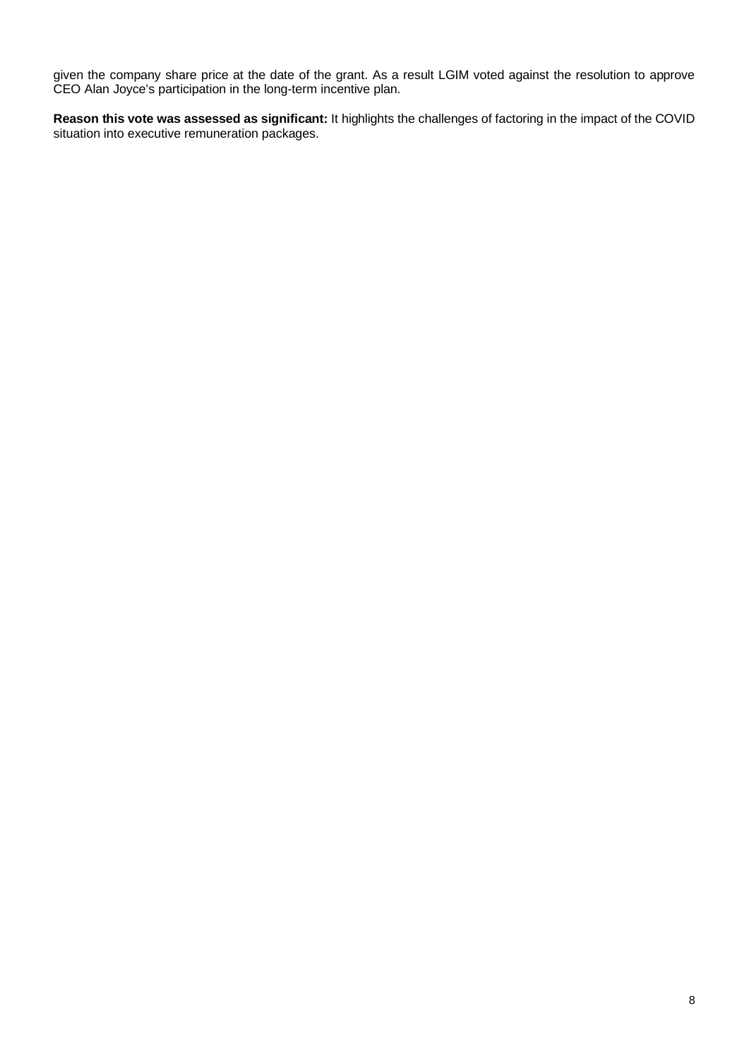given the company share price at the date of the grant. As a result LGIM voted against the resolution to approve CEO Alan Joyce's participation in the long-term incentive plan.

**Reason this vote was assessed as significant:** It highlights the challenges of factoring in the impact of the COVID situation into executive remuneration packages.